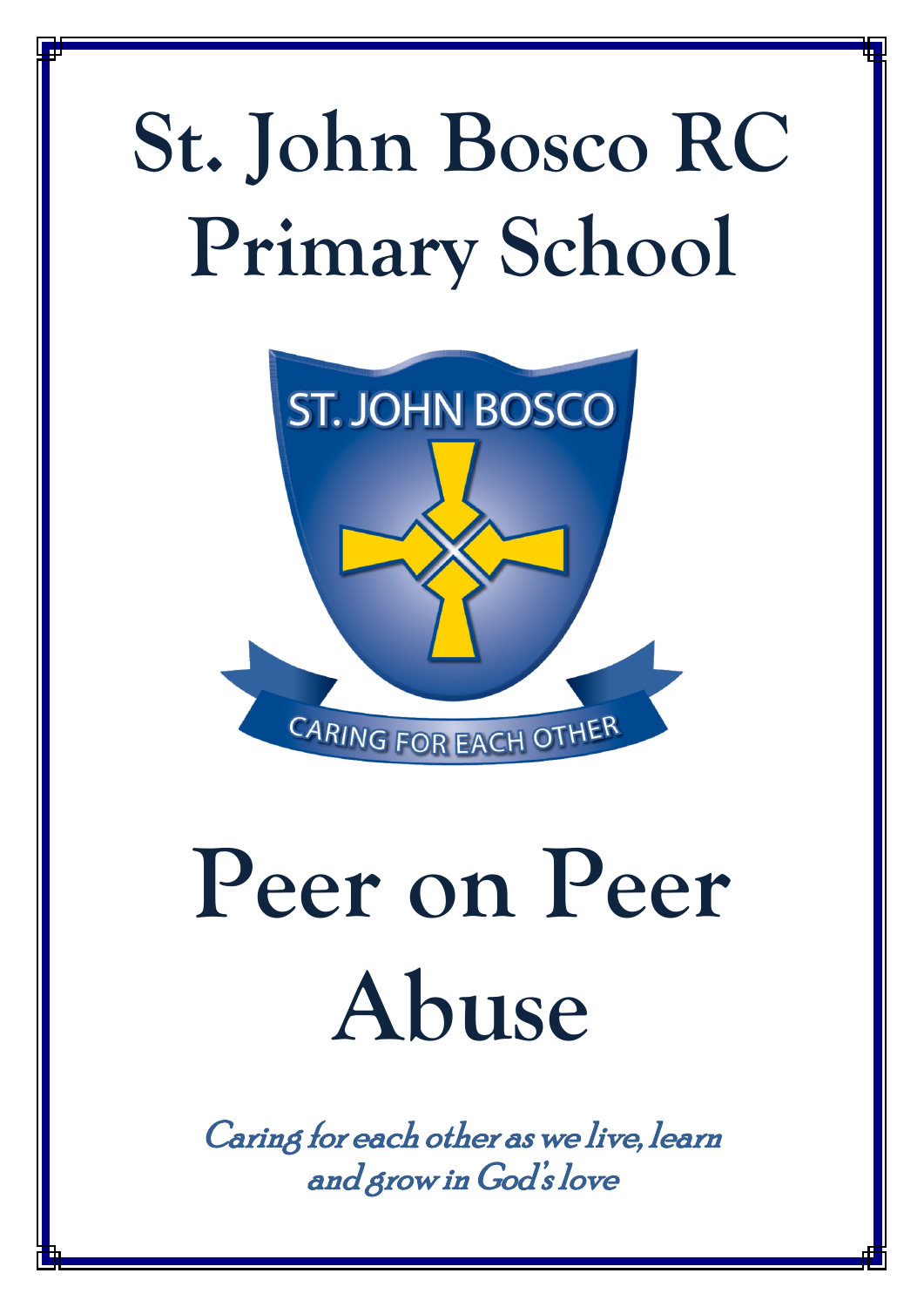# St. John Bosco RC Primary School

ST. JOHN BOSCO

CARING FOR EACH OTHER

# Peer on Peer Abuse

*Caring for each other as we live, learn and grow in God's love*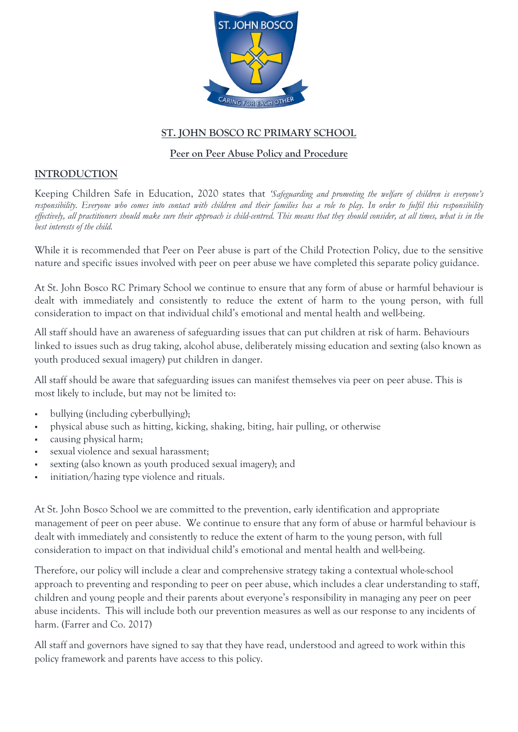# ST. JOHN BOSCO RC PRIMARY SCHOOL

## Peer on Peer Abuse Policy and Procedure

### INTRODUCTION

Keeping Children Safe in Education, 2020 states that *'Safeguarding and promoting the welfare of children is everyone's responsibility. Everyone who comes into contact with children and their families has a role to play. In order to fulfil this responsibility effectively, all practitioners should make sure their approach is child-centred. This means that they should consider, at all times, what is in the best interests of the child.*

While it is recommended that Peer on Peer abuse is part of the Child Protection Policy, due to the sensitive nature and specific issues involved with peer on peer abuse we have completed this separate policy guidance.

At St. John Bosco RC Primary School we continue to ensure that any form of abuse or harmful behaviour is dealt with immediately and consistently to reduce the extent of harm to the young person, with full consideration to impact on that individual child's emotional and mental health and well-being.

All staff should have an awareness of safeguarding issues that can put children at risk of harm. Behaviours linked to issues such as drug taking, alcohol abuse, deliberately missing education and sexting (also known as youth produced sexual imagery) put children in danger.

All staff should be aware that safeguarding issues can manifest themselves via peer on peer abuse. This is most likely to include, but may not be limited to:

- bullying (including cyberbullying);
- physical abuse such as hitting, kicking, shaking, biting, hair pulling, or otherwise
- causing physical harm;
- sexual violence and sexual harassment;
- sexting (also known as youth produced sexual imagery); and
- initiation/hazing type violence and rituals.

At St. John Bosco School we are committed to the prevention, early identification and appropriate management of peer on peer abuse. We continue to ensure that any form of abuse or harmful behaviour is dealt with immediately and consistently to reduce the extent of harm to the young person, with full consideration to impact on that individual child's emotional and mental health and well-being.

Therefore, our policy will include a clear and comprehensive strategy taking a contextual whole-school approach to preventing and responding to peer on peer abuse, which includes a clear understanding to staff, children and young people and their parents about everyone's responsibility in managing any peer on peer abuse incidents. This will include both our prevention measures as well as our response to any incidents of harm. (Farrer and Co. 2017)

All staff and governors have signed to say that they have read, understood and agreed to work within this policy framework and parents have access to this policy.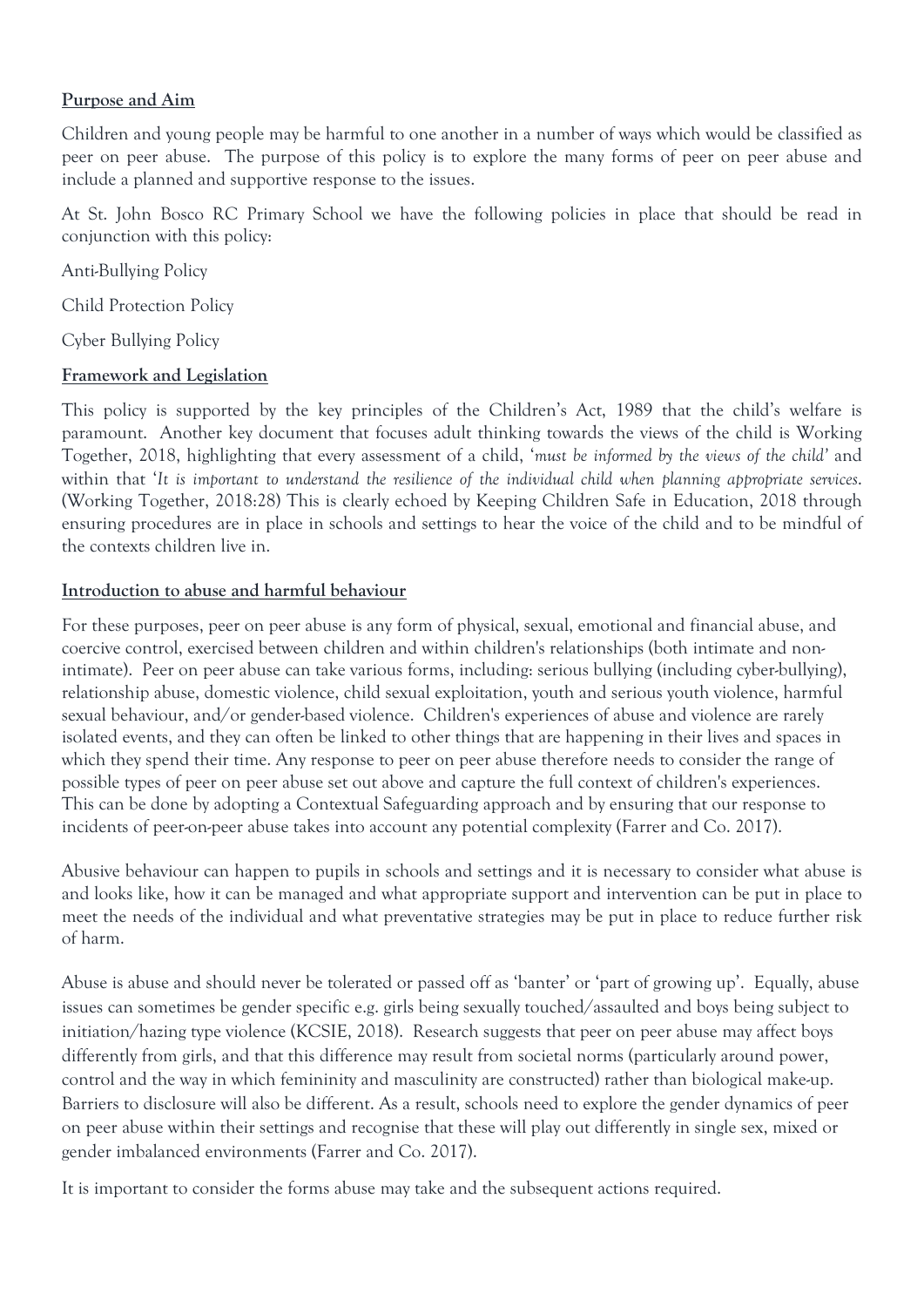**Purpose and Aim**

Children and young people may be harmful to one another in a number of ways which would be classified as peer on peer abuse. The purpose of this policy is to explore the many forms of peer on peer abuse and include a planned and supportive response to the issues.

At St. John Bosco RC Primary School we have the following policies in place that should be read in conjunction with this policy:

Anti-Bullying Policy

Child Protection Policy

Cyber Bullying Policy

**Framework and Legislation**

This policy is supported by the key principles of the Children's Act, 1989 that the child's welfare is paramount. Another key document that focuses adult thinking towards the views of the child is Working Together, 2018, highlighting that every assessment of a child, '*must be informed by the views of the child'* and within that '*It is important to understand the resilience of the individual child when planning appropriate services.* (Working Together, 2018:28) This is clearly echoed by Keeping Children Safe in Education, 2018 through ensuring procedures are in place in schools and settings to hear the voice of the child and to be mindful of the contexts children live in.

**Introduction to abuse and harmful behaviour**

For these purposes, peer on peer abuse is any form of physical, sexual, emotional and financial abuse, and coercive control, exercised between children and within children's relationships (both intimate and non-intimate). Peer on peer abuse can take various forms, including: serious bullying (including cyber-bullying), relationship abuse, domestic violence, child sexual exploitation, youth and serious youth violence, harmful sexual behaviour, and/or gender-based violence. Children's experiences of abuse and violence are rarely isolated events, and they can often be linked to other things that are happening in their lives and spaces in which they spend their time. Any response to peer on peer abuse therefore needs to consider the range of possible types of peer on peer abuse set out above and capture the full context of children's experiences. This can be done by adopting a Contextual Safeguarding approach and by ensuring that our response to incidents of peer-on-peer abuse takes into account any potential complexity (Farrer and Co. 2017).

Abusive behaviour can happen to pupils in schools and settings and it is necessary to consider what abuse is and looks like, how it can be managed and what appropriate support and intervention can be put in place to meet the needs of the individual and what preventative strategies may be put in place to reduce further risk of harm.

Abuse is abuse and should never be tolerated or passed off as 'banter' or 'part of growing up'. Equally, abuse issues can sometimes be gender specific e.g. girls being sexually touched/assaulted and boys being subject to initiation/hazing type violence (KCSIE, 2018). Research suggests that peer on peer abuse may affect boys differently from girls, and that this difference may result from societal norms (particularly around power, control and the way in which femininity and masculinity are constructed) rather than biological make-up. Barriers to disclosure will also be different. As a result, schools need to explore the gender dynamics of peer on peer abuse within their settings and recognise that these will play out differently in single sex, mixed or gender imbalanced environments (Farrer and Co. 2017).

It is important to consider the forms abuse may take and the subsequent actions required.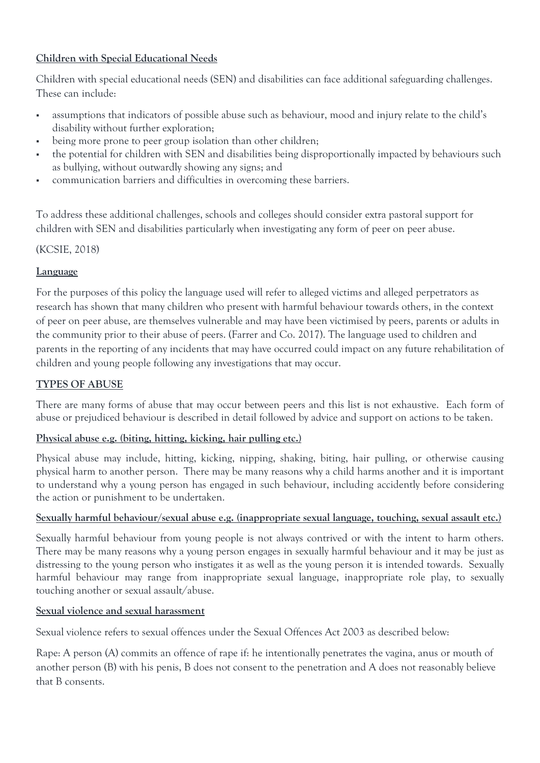**Children with Special Educational Needs**

Children with special educational needs (SEN) and disabilities can face additional safeguarding challenges. These can include:

- assumptions that indicators of possible abuse such as behaviour, mood and injury relate to the child's disability without further exploration;
- being more prone to peer group isolation than other children;
- the potential for children with SEN and disabilities being disproportionally impacted by behaviours such as bullying, without outwardly showing any signs; and
- communication barriers and difficulties in overcoming these barriers.

To address these additional challenges, schools and colleges should consider extra pastoral support for children with SEN and disabilities particularly when investigating any form of peer on peer abuse.

(KCSIE, 2018)

**Language**

For the purposes of this policy the language used will refer to alleged victims and alleged perpetrators as research has shown that many children who present with harmful behaviour towards others, in the context of peer on peer abuse, are themselves vulnerable and may have been victimised by peers, parents or adults in the community prior to their abuse of peers. (Farrer and Co. 2017). The language used to children and parents in the reporting of any incidents that may have occurred could impact on any future rehabilitation of children and young people following any investigations that may occur.

**TYPES OF ABUSE**

There are many forms of abuse that may occur between peers and this list is not exhaustive. Each form of abuse or prejudiced behaviour is described in detail followed by advice and support on actions to be taken.

**Physical abuse e.g. (biting, hitting, kicking, hair pulling etc.)**

Physical abuse may include, hitting, kicking, nipping, shaking, biting, hair pulling, or otherwise causing physical harm to another person. There may be many reasons why a child harms another and it is important to understand why a young person has engaged in such behaviour, including accidently before considering the action or punishment to be undertaken.

**Sexually harmful behaviour/sexual abuse e.g. (inappropriate sexual language, touching, sexual assault etc.)**

Sexually harmful behaviour from young people is not always contrived or with the intent to harm others. There may be many reasons why a young person engages in sexually harmful behaviour and it may be just as distressing to the young person who instigates it as well as the young person it is intended towards. Sexually harmful behaviour may range from inappropriate sexual language, inappropriate role play, to sexually touching another or sexual assault/abuse.

**Sexual violence and sexual harassment**

Sexual violence refers to sexual offences under the Sexual Offences Act 2003 as described below:

Rape: A person (A) commits an offence of rape if: he intentionally penetrates the vagina, anus or mouth of another person (B) with his penis, B does not consent to the penetration and A does not reasonably believe that B consents.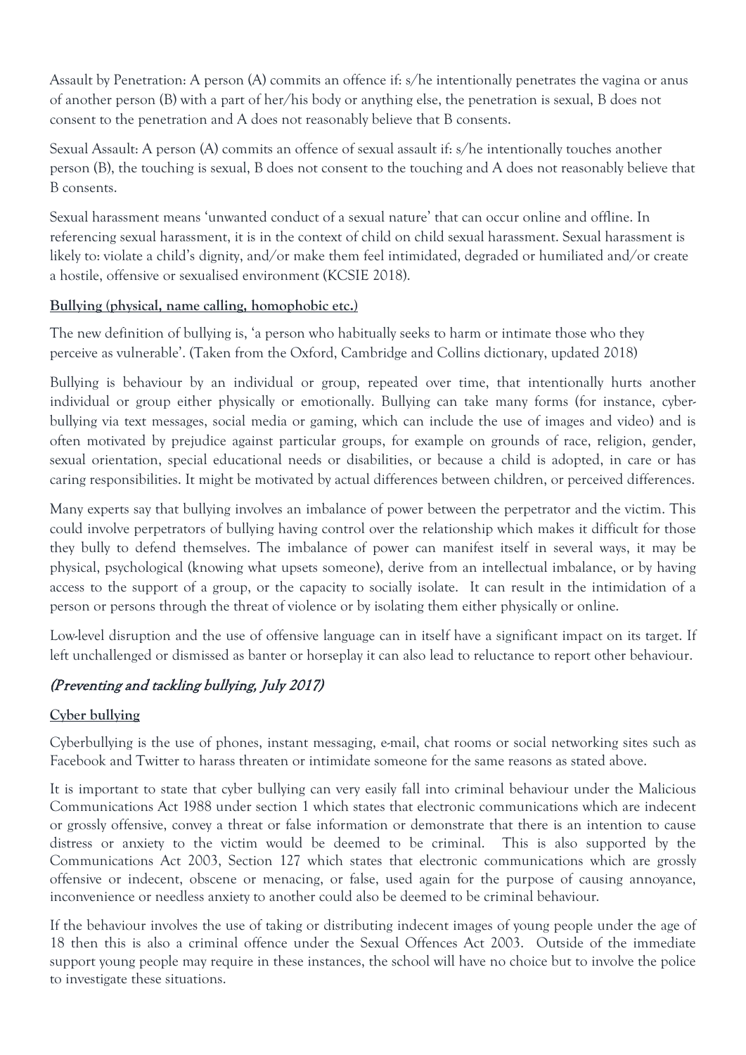Assault by Penetration: A person (A) commits an offence if: s/he intentionally penetrates the vagina or anus of another person (B) with a part of her/his body or anything else, the penetration is sexual, B does not consent to the penetration and A does not reasonably believe that B consents.

Sexual Assault: A person (A) commits an offence of sexual assault if: s/he intentionally touches another person (B), the touching is sexual, B does not consent to the touching and A does not reasonably believe that B consents.

Sexual harassment means 'unwanted conduct of a sexual nature' that can occur online and offline. In referencing sexual harassment, it is in the context of child on child sexual harassment. Sexual harassment is likely to: violate a child's dignity, and/or make them feel intimidated, degraded or humiliated and/or create a hostile, offensive or sexualised environment (KCSIE 2018).

**Bullying (physical, name calling, homophobic etc.)**

The new definition of bullying is, 'a person who habitually seeks to harm or intimate those who they perceive as vulnerable'. (Taken from the Oxford, Cambridge and Collins dictionary, updated 2018)

Bullying is behaviour by an individual or group, repeated over time, that intentionally hurts another individual or group either physically or emotionally. Bullying can take many forms (for instance, cyber-bullying via text messages, social media or gaming, which can include the use of images and video) and is often motivated by prejudice against particular groups, for example on grounds of race, religion, gender, sexual orientation, special educational needs or disabilities, or because a child is adopted, in care or has caring responsibilities. It might be motivated by actual differences between children, or perceived differences.

Many experts say that bullying involves an imbalance of power between the perpetrator and the victim. This could involve perpetrators of bullying having control over the relationship which makes it difficult for those they bully to defend themselves. The imbalance of power can manifest itself in several ways, it may be physical, psychological (knowing what upsets someone), derive from an intellectual imbalance, or by having access to the support of a group, or the capacity to socially isolate. It can result in the intimidation of a person or persons through the threat of violence or by isolating them either physically or online.

Low-level disruption and the use of offensive language can in itself have a significant impact on its target. If left unchallenged or dismissed as banter or horseplay it can also lead to reluctance to report other behaviour.

*(Preventing and tackling bullying, July 2017)*

**Cyber bullying**

Cyberbullying is the use of phones, instant messaging, e-mail, chat rooms or social networking sites such as Facebook and Twitter to harass threaten or intimidate someone for the same reasons as stated above.

It is important to state that cyber bullying can very easily fall into criminal behaviour under the Malicious Communications Act 1988 under section 1 which states that electronic communications which are indecent or grossly offensive, convey a threat or false information or demonstrate that there is an intention to cause distress or anxiety to the victim would be deemed to be criminal. This is also supported by the Communications Act 2003, Section 127 which states that electronic communications which are grossly offensive or indecent, obscene or menacing, or false, used again for the purpose of causing annoyance, inconvenience or needless anxiety to another could also be deemed to be criminal behaviour.

If the behaviour involves the use of taking or distributing indecent images of young people under the age of 18 then this is also a criminal offence under the Sexual Offences Act 2003. Outside of the immediate support young people may require in these instances, the school will have no choice but to involve the police to investigate these situations.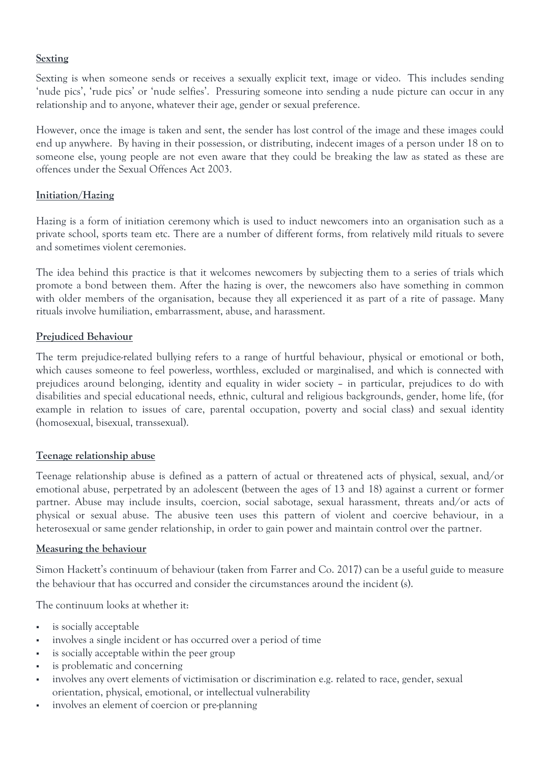**Sexting**

Sexting is when someone sends or receives a sexually explicit text, image or video. This includes sending 'nude pics', 'rude pics' or 'nude selfies'. Pressuring someone into sending a nude picture can occur in any relationship and to anyone, whatever their age, gender or sexual preference.

However, once the image is taken and sent, the sender has lost control of the image and these images could end up anywhere. By having in their possession, or distributing, indecent images of a person under 18 on to someone else, young people are not even aware that they could be breaking the law as stated as these are offences under the Sexual Offences Act 2003.

**Initiation/Hazing**

Hazing is a form of initiation ceremony which is used to induct newcomers into an organisation such as a private school, sports team etc. There are a number of different forms, from relatively mild rituals to severe and sometimes violent ceremonies.

The idea behind this practice is that it welcomes newcomers by subjecting them to a series of trials which promote a bond between them. After the hazing is over, the newcomers also have something in common with older members of the organisation, because they all experienced it as part of a rite of passage. Many rituals involve humiliation, embarrassment, abuse, and harassment.

**Prejudiced Behaviour**

The term prejudice-related bullying refers to a range of hurtful behaviour, physical or emotional or both, which causes someone to feel powerless, worthless, excluded or marginalised, and which is connected with prejudices around belonging, identity and equality in wider society – in particular, prejudices to do with disabilities and special educational needs, ethnic, cultural and religious backgrounds, gender, home life, (for example in relation to issues of care, parental occupation, poverty and social class) and sexual identity (homosexual, bisexual, transsexual).

**Teenage relationship abuse**

Teenage relationship abuse is defined as a pattern of actual or threatened acts of physical, sexual, and/or emotional abuse, perpetrated by an adolescent (between the ages of 13 and 18) against a current or former partner. Abuse may include insults, coercion, social sabotage, sexual harassment, threats and/or acts of physical or sexual abuse. The abusive teen uses this pattern of violent and coercive behaviour, in a heterosexual or same gender relationship, in order to gain power and maintain control over the partner.

**Measuring the behaviour**

Simon Hackett's continuum of behaviour (taken from Farrer and Co. 2017) can be a useful guide to measure the behaviour that has occurred and consider the circumstances around the incident (s).

The continuum looks at whether it:

- is socially acceptable
- involves a single incident or has occurred over a period of time
- is socially acceptable within the peer group
- is problematic and concerning
- involves any overt elements of victimisation or discrimination e.g. related to race, gender, sexual orientation, physical, emotional, or intellectual vulnerability
- involves an element of coercion or pre-planning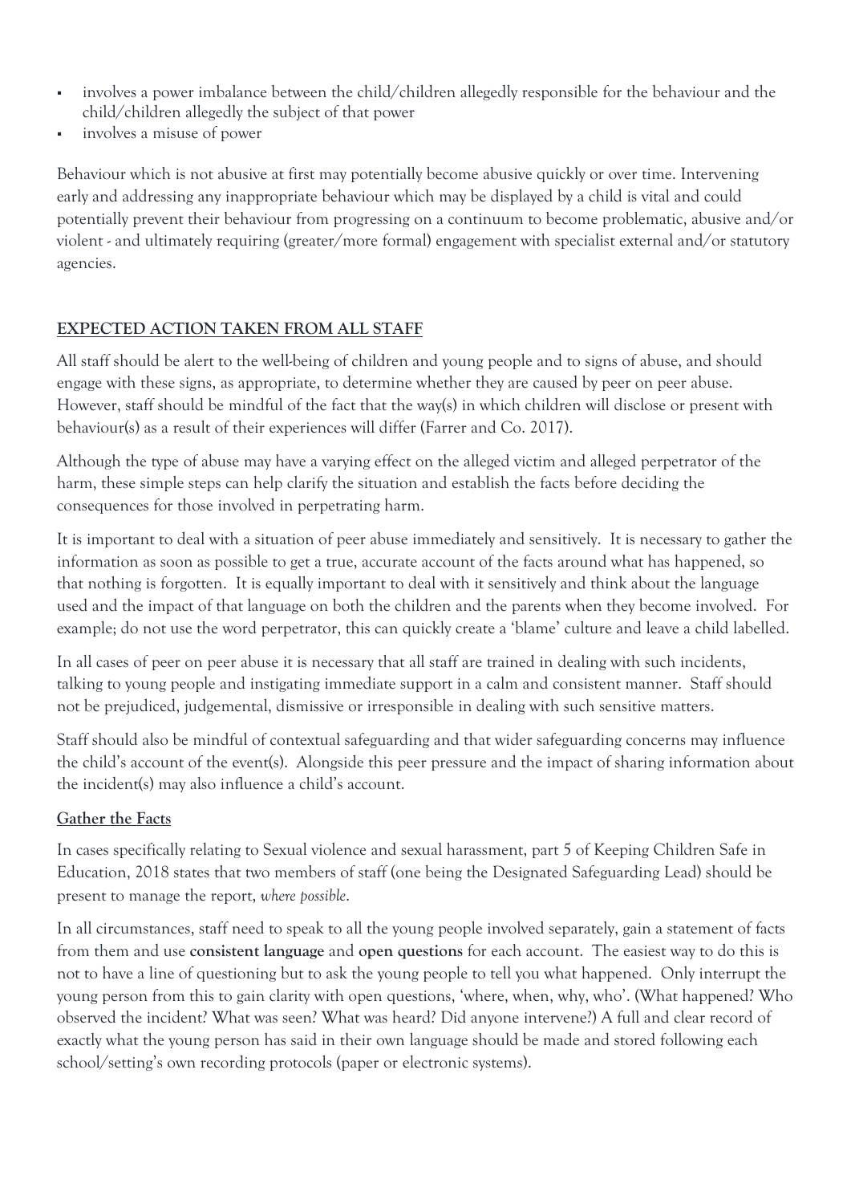- involves a power imbalance between the child/children allegedly responsible for the behaviour and the child/children allegedly the subject of that power
- involves a misuse of power

Behaviour which is not abusive at first may potentially become abusive quickly or over time. Intervening early and addressing any inappropriate behaviour which may be displayed by a child is vital and could potentially prevent their behaviour from progressing on a continuum to become problematic, abusive and/or violent - and ultimately requiring (greater/more formal) engagement with specialist external and/or statutory agencies.

## EXPECTED ACTION TAKEN FROM ALL STAFF

All staff should be alert to the well-being of children and young people and to signs of abuse, and should engage with these signs, as appropriate, to determine whether they are caused by peer on peer abuse. However, staff should be mindful of the fact that the way(s) in which children will disclose or present with behaviour(s) as a result of their experiences will differ (Farrer and Co. 2017).

Although the type of abuse may have a varying effect on the alleged victim and alleged perpetrator of the harm, these simple steps can help clarify the situation and establish the facts before deciding the consequences for those involved in perpetrating harm.

It is important to deal with a situation of peer abuse immediately and sensitively. It is necessary to gather the information as soon as possible to get a true, accurate account of the facts around what has happened, so that nothing is forgotten. It is equally important to deal with it sensitively and think about the language used and the impact of that language on both the children and the parents when they become involved. For example; do not use the word perpetrator, this can quickly create a 'blame' culture and leave a child labelled.

In all cases of peer on peer abuse it is necessary that all staff are trained in dealing with such incidents, talking to young people and instigating immediate support in a calm and consistent manner. Staff should not be prejudiced, judgemental, dismissive or irresponsible in dealing with such sensitive matters.

Staff should also be mindful of contextual safeguarding and that wider safeguarding concerns may influence the child's account of the event(s). Alongside this peer pressure and the impact of sharing information about the incident(s) may also influence a child's account.

### Gather the Facts

In cases specifically relating to Sexual violence and sexual harassment, part 5 of Keeping Children Safe in Education, 2018 states that two members of staff (one being the Designated Safeguarding Lead) should be present to manage the report, *where possible*.

In all circumstances, staff need to speak to all the young people involved separately, gain a statement of facts from them and use **consistent language** and **open questions** for each account. The easiest way to do this is not to have a line of questioning but to ask the young people to tell you what happened. Only interrupt the young person from this to gain clarity with open questions, 'where, when, why, who'. (What happened? Who observed the incident? What was seen? What was heard? Did anyone intervene?) A full and clear record of exactly what the young person has said in their own language should be made and stored following each school/setting's own recording protocols (paper or electronic systems).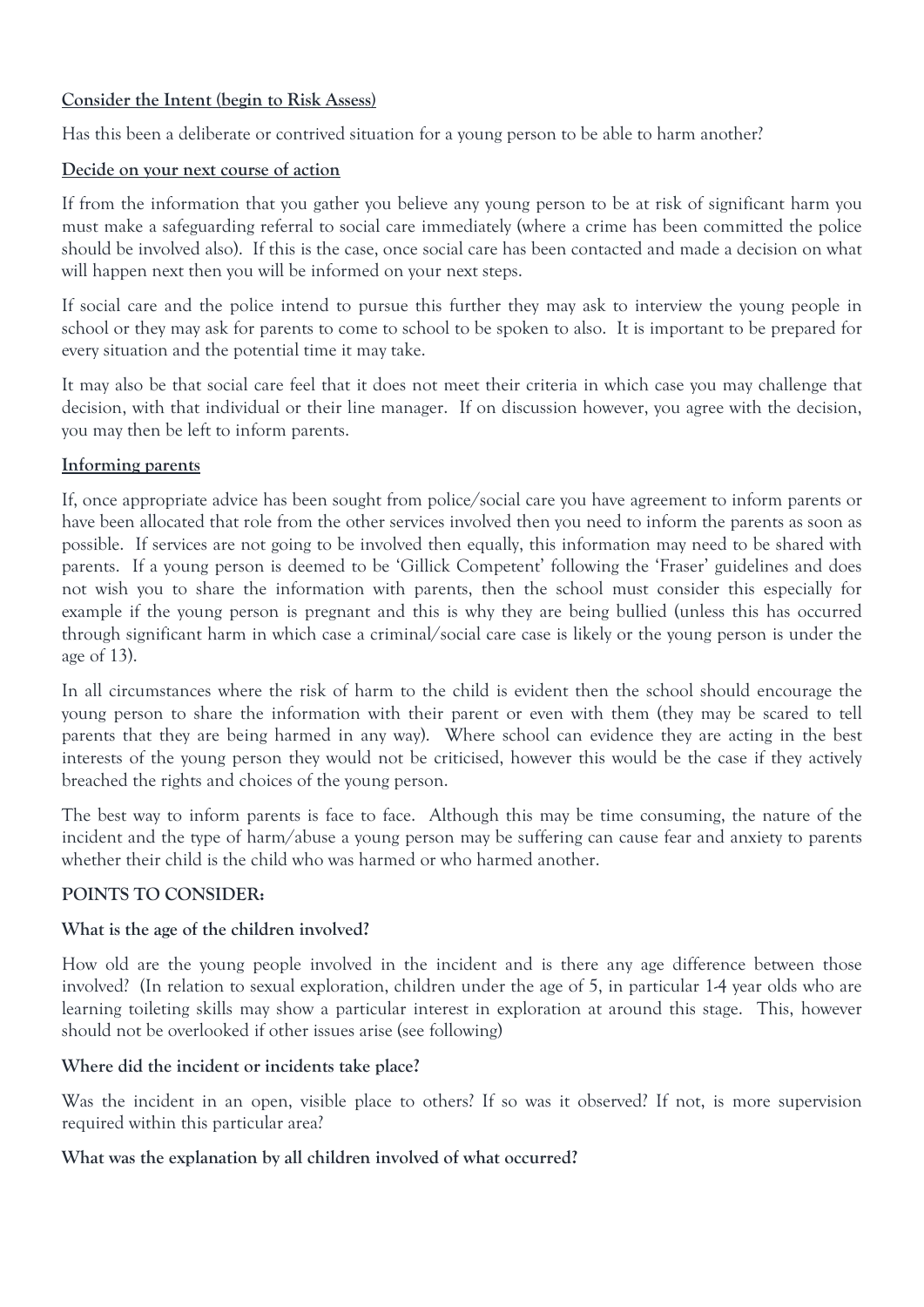**Consider the Intent (begin to Risk Assess)**

Has this been a deliberate or contrived situation for a young person to be able to harm another?

**Decide on your next course of action**

If from the information that you gather you believe any young person to be at risk of significant harm you must make a safeguarding referral to social care immediately (where a crime has been committed the police should be involved also). If this is the case, once social care has been contacted and made a decision on what will happen next then you will be informed on your next steps.

If social care and the police intend to pursue this further they may ask to interview the young people in school or they may ask for parents to come to school to be spoken to also. It is important to be prepared for every situation and the potential time it may take.

It may also be that social care feel that it does not meet their criteria in which case you may challenge that decision, with that individual or their line manager. If on discussion however, you agree with the decision, you may then be left to inform parents.

**Informing parents**

If, once appropriate advice has been sought from police/social care you have agreement to inform parents or have been allocated that role from the other services involved then you need to inform the parents as soon as possible. If services are not going to be involved then equally, this information may need to be shared with parents. If a young person is deemed to be 'Gillick Competent' following the 'Fraser' guidelines and does not wish you to share the information with parents, then the school must consider this especially for example if the young person is pregnant and this is why they are being bullied (unless this has occurred through significant harm in which case a criminal/social care case is likely or the young person is under the age of 13).

In all circumstances where the risk of harm to the child is evident then the school should encourage the young person to share the information with their parent or even with them (they may be scared to tell parents that they are being harmed in any way). Where school can evidence they are acting in the best interests of the young person they would not be criticised, however this would be the case if they actively breached the rights and choices of the young person.

The best way to inform parents is face to face. Although this may be time consuming, the nature of the incident and the type of harm/abuse a young person may be suffering can cause fear and anxiety to parents whether their child is the child who was harmed or who harmed another.

**POINTS TO CONSIDER:**

**What is the age of the children involved?**

How old are the young people involved in the incident and is there any age difference between those involved? (In relation to sexual exploration, children under the age of 5, in particular 1-4 year olds who are learning toileting skills may show a particular interest in exploration at around this stage. This, however should not be overlooked if other issues arise (see following)

**Where did the incident or incidents take place?**

Was the incident in an open, visible place to others? If so was it observed? If not, is more supervision required within this particular area?

**What was the explanation by all children involved of what occurred?**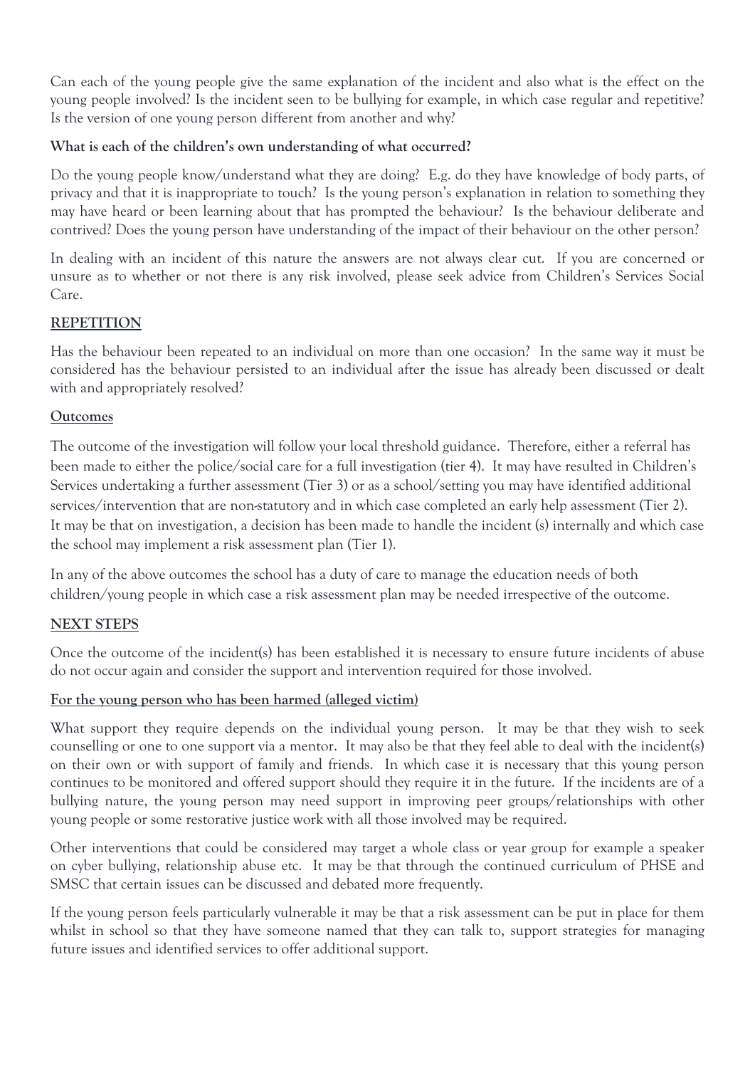Can each of the young people give the same explanation of the incident and also what is the effect on the young people involved? Is the incident seen to be bullying for example, in which case regular and repetitive? Is the version of one young person different from another and why?

**What is each of the children's own understanding of what occurred?**

Do the young people know/understand what they are doing? E.g. do they have knowledge of body parts, of privacy and that it is inappropriate to touch? Is the young person's explanation in relation to something they may have heard or been learning about that has prompted the behaviour? Is the behaviour deliberate and contrived? Does the young person have understanding of the impact of their behaviour on the other person?

In dealing with an incident of this nature the answers are not always clear cut. If you are concerned or unsure as to whether or not there is any risk involved, please seek advice from Children's Services Social Care.

**REPETITION**

Has the behaviour been repeated to an individual on more than one occasion? In the same way it must be considered has the behaviour persisted to an individual after the issue has already been discussed or dealt with and appropriately resolved?

**Outcomes**

The outcome of the investigation will follow your local threshold guidance. Therefore, either a referral has been made to either the police/social care for a full investigation (tier 4). It may have resulted in Children's Services undertaking a further assessment (Tier 3) or as a school/setting you may have identified additional services/intervention that are non-statutory and in which case completed an early help assessment (Tier 2). It may be that on investigation, a decision has been made to handle the incident (s) internally and which case the school may implement a risk assessment plan (Tier 1).

In any of the above outcomes the school has a duty of care to manage the education needs of both children/young people in which case a risk assessment plan may be needed irrespective of the outcome.

**NEXT STEPS**

Once the outcome of the incident(s) has been established it is necessary to ensure future incidents of abuse do not occur again and consider the support and intervention required for those involved.

**For the young person who has been harmed (alleged victim)**

What support they require depends on the individual young person. It may be that they wish to seek counselling or one to one support via a mentor. It may also be that they feel able to deal with the incident(s) on their own or with support of family and friends. In which case it is necessary that this young person continues to be monitored and offered support should they require it in the future. If the incidents are of a bullying nature, the young person may need support in improving peer groups/relationships with other young people or some restorative justice work with all those involved may be required.

Other interventions that could be considered may target a whole class or year group for example a speaker on cyber bullying, relationship abuse etc. It may be that through the continued curriculum of PHSE and SMSC that certain issues can be discussed and debated more frequently.

If the young person feels particularly vulnerable it may be that a risk assessment can be put in place for them whilst in school so that they have someone named that they can talk to, support strategies for managing future issues and identified services to offer additional support.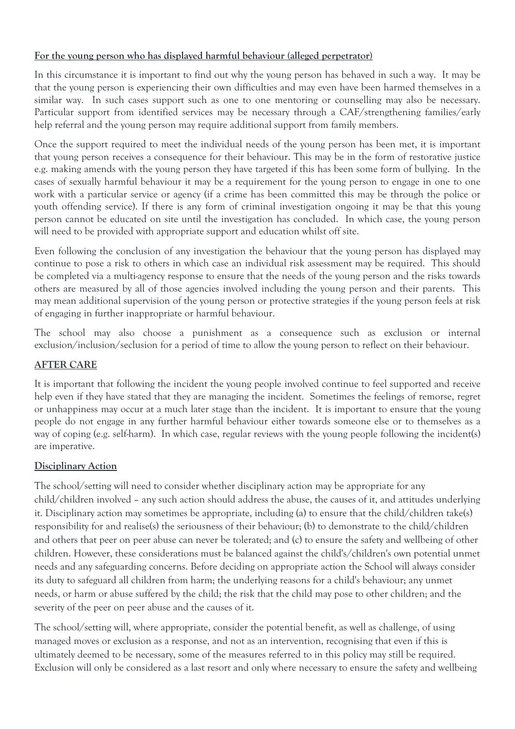**For the young person who has displayed harmful behaviour (alleged perpetrator)**

In this circumstance it is important to find out why the young person has behaved in such a way. It may be that the young person is experiencing their own difficulties and may even have been harmed themselves in a similar way. In such cases support such as one to one mentoring or counselling may also be necessary. Particular support from identified services may be necessary through a CAF/strengthening families/early help referral and the young person may require additional support from family members.

Once the support required to meet the individual needs of the young person has been met, it is important that young person receives a consequence for their behaviour. This may be in the form of restorative justice e.g. making amends with the young person they have targeted if this has been some form of bullying. In the cases of sexually harmful behaviour it may be a requirement for the young person to engage in one to one work with a particular service or agency (if a crime has been committed this may be through the police or youth offending service). If there is any form of criminal investigation ongoing it may be that this young person cannot be educated on site until the investigation has concluded. In which case, the young person will need to be provided with appropriate support and education whilst off site.

Even following the conclusion of any investigation the behaviour that the young person has displayed may continue to pose a risk to others in which case an individual risk assessment may be required. This should be completed via a multi-agency response to ensure that the needs of the young person and the risks towards others are measured by all of those agencies involved including the young person and their parents. This may mean additional supervision of the young person or protective strategies if the young person feels at risk of engaging in further inappropriate or harmful behaviour.

The school may also choose a punishment as a consequence such as exclusion or internal exclusion/inclusion/seclusion for a period of time to allow the young person to reflect on their behaviour.

**AFTER CARE**

It is important that following the incident the young people involved continue to feel supported and receive help even if they have stated that they are managing the incident. Sometimes the feelings of remorse, regret or unhappiness may occur at a much later stage than the incident. It is important to ensure that the young people do not engage in any further harmful behaviour either towards someone else or to themselves as a way of coping (e.g. self-harm). In which case, regular reviews with the young people following the incident(s) are imperative.

**Disciplinary Action**

The school/setting will need to consider whether disciplinary action may be appropriate for any child/children involved – any such action should address the abuse, the causes of it, and attitudes underlying it. Disciplinary action may sometimes be appropriate, including (a) to ensure that the child/children take(s) responsibility for and realise(s) the seriousness of their behaviour; (b) to demonstrate to the child/children and others that peer on peer abuse can never be tolerated; and (c) to ensure the safety and wellbeing of other children. However, these considerations must be balanced against the child's/children's own potential unmet needs and any safeguarding concerns. Before deciding on appropriate action the School will always consider its duty to safeguard all children from harm; the underlying reasons for a child's behaviour; any unmet needs, or harm or abuse suffered by the child; the risk that the child may pose to other children; and the severity of the peer on peer abuse and the causes of it.

The school/setting will, where appropriate, consider the potential benefit, as well as challenge, of using managed moves or exclusion as a response, and not as an intervention, recognising that even if this is ultimately deemed to be necessary, some of the measures referred to in this policy may still be required. Exclusion will only be considered as a last resort and only where necessary to ensure the safety and wellbeing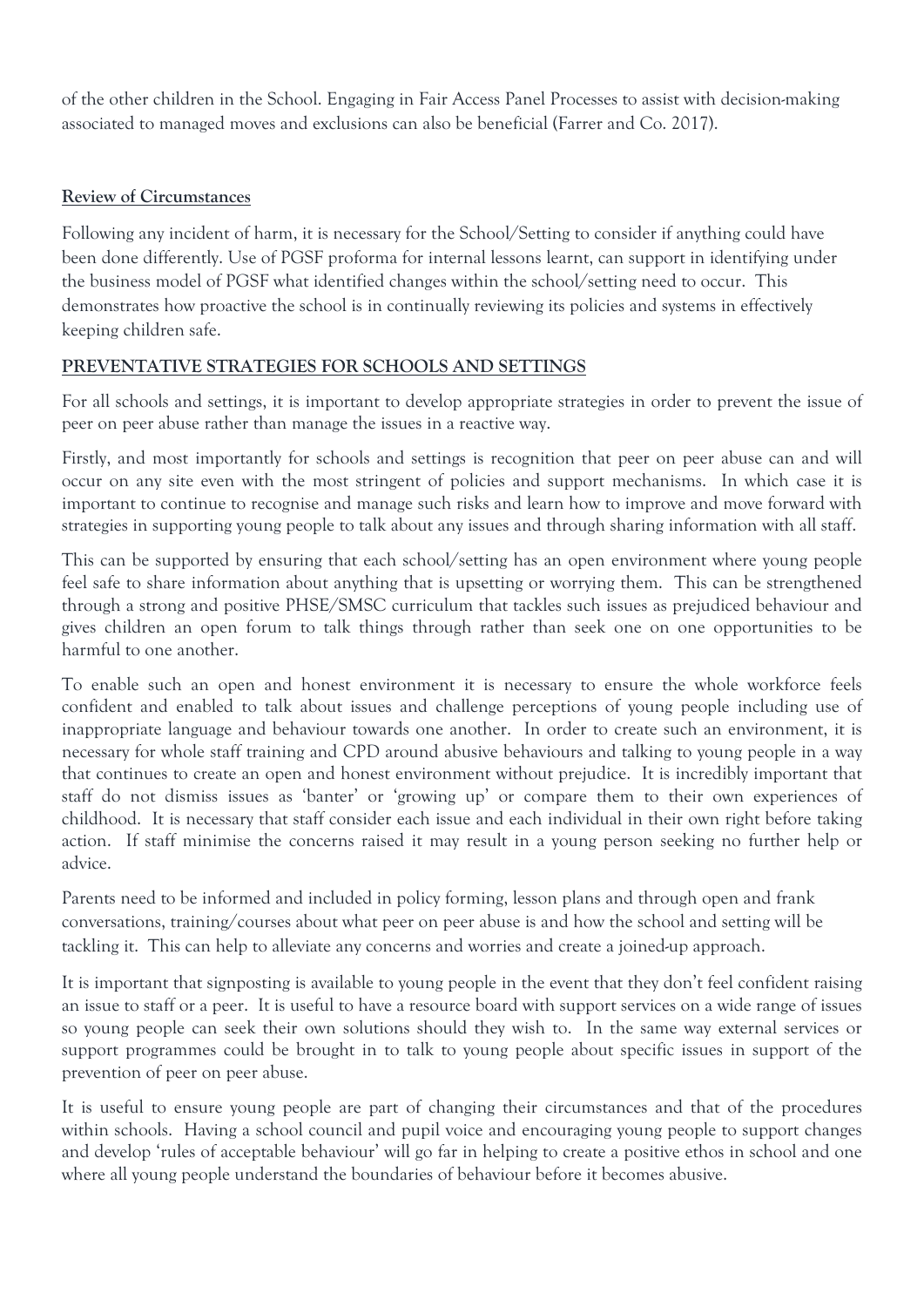of the other children in the School. Engaging in Fair Access Panel Processes to assist with decision-making associated to managed moves and exclusions can also be beneficial (Farrer and Co. 2017).

**Review of Circumstances**

Following any incident of harm, it is necessary for the School/Setting to consider if anything could have been done differently. Use of PGSF proforma for internal lessons learnt, can support in identifying under the business model of PGSF what identified changes within the school/setting need to occur. This demonstrates how proactive the school is in continually reviewing its policies and systems in effectively keeping children safe.

## PREVENTATIVE STRATEGIES FOR SCHOOLS AND SETTINGS

For all schools and settings, it is important to develop appropriate strategies in order to prevent the issue of peer on peer abuse rather than manage the issues in a reactive way.

Firstly, and most importantly for schools and settings is recognition that peer on peer abuse can and will occur on any site even with the most stringent of policies and support mechanisms. In which case it is important to continue to recognise and manage such risks and learn how to improve and move forward with strategies in supporting young people to talk about any issues and through sharing information with all staff.

This can be supported by ensuring that each school/setting has an open environment where young people feel safe to share information about anything that is upsetting or worrying them. This can be strengthened through a strong and positive PHSE/SMSC curriculum that tackles such issues as prejudiced behaviour and gives children an open forum to talk things through rather than seek one on one opportunities to be harmful to one another.

To enable such an open and honest environment it is necessary to ensure the whole workforce feels confident and enabled to talk about issues and challenge perceptions of young people including use of inappropriate language and behaviour towards one another. In order to create such an environment, it is necessary for whole staff training and CPD around abusive behaviours and talking to young people in a way that continues to create an open and honest environment without prejudice. It is incredibly important that staff do not dismiss issues as 'banter' or 'growing up' or compare them to their own experiences of childhood. It is necessary that staff consider each issue and each individual in their own right before taking action. If staff minimise the concerns raised it may result in a young person seeking no further help or advice.

Parents need to be informed and included in policy forming, lesson plans and through open and frank conversations, training/courses about what peer on peer abuse is and how the school and setting will be tackling it. This can help to alleviate any concerns and worries and create a joined-up approach.

It is important that signposting is available to young people in the event that they don't feel confident raising an issue to staff or a peer. It is useful to have a resource board with support services on a wide range of issues so young people can seek their own solutions should they wish to. In the same way external services or support programmes could be brought in to talk to young people about specific issues in support of the prevention of peer on peer abuse.

It is useful to ensure young people are part of changing their circumstances and that of the procedures within schools. Having a school council and pupil voice and encouraging young people to support changes and develop 'rules of acceptable behaviour' will go far in helping to create a positive ethos in school and one where all young people understand the boundaries of behaviour before it becomes abusive.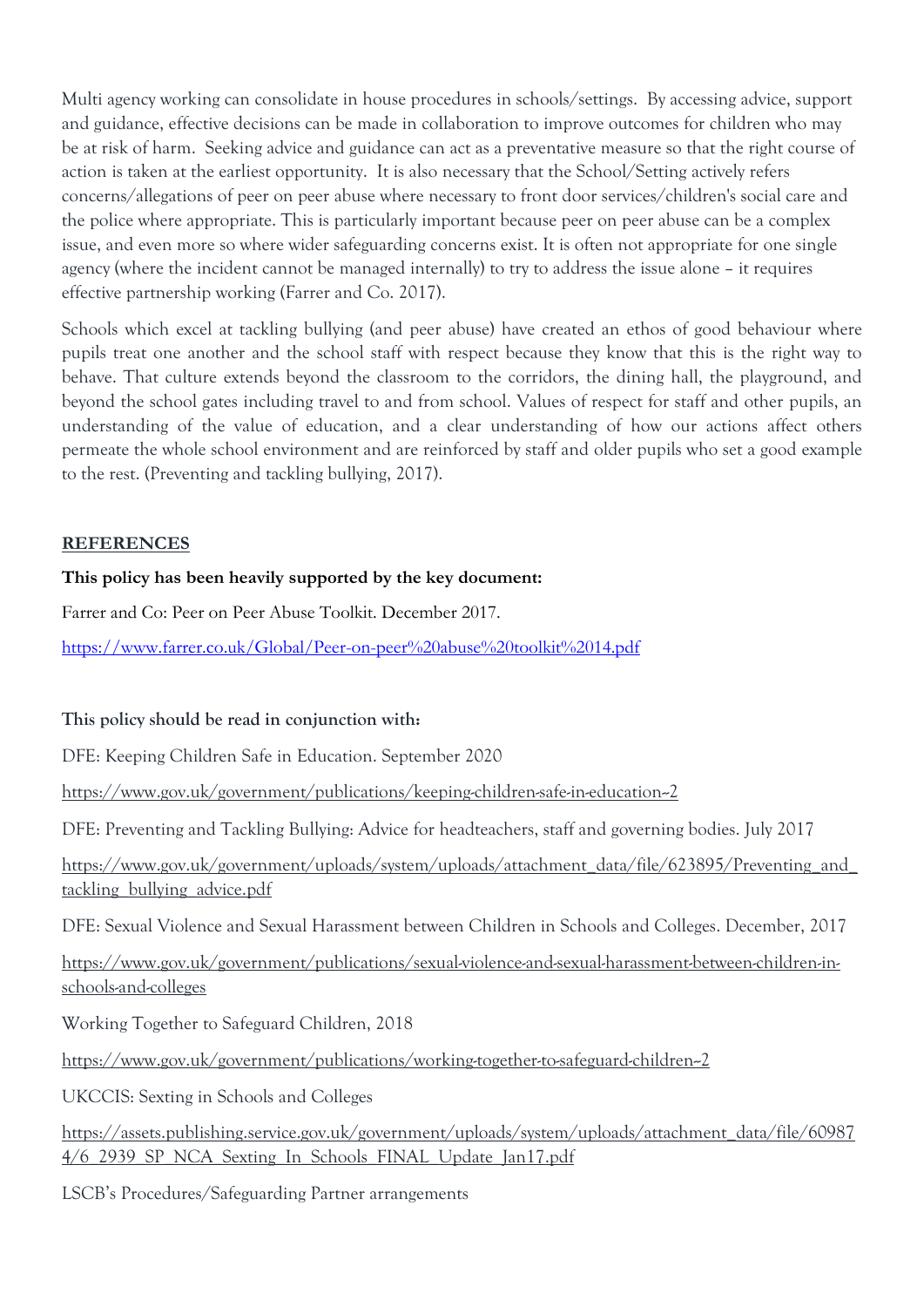Multi agency working can consolidate in house procedures in schools/settings. By accessing advice, support and guidance, effective decisions can be made in collaboration to improve outcomes for children who may be at risk of harm. Seeking advice and guidance can act as a preventative measure so that the right course of action is taken at the earliest opportunity. It is also necessary that the School/Setting actively refers concerns/allegations of peer on peer abuse where necessary to front door services/children's social care and the police where appropriate. This is particularly important because peer on peer abuse can be a complex issue, and even more so where wider safeguarding concerns exist. It is often not appropriate for one single agency (where the incident cannot be managed internally) to try to address the issue alone – it requires effective partnership working (Farrer and Co. 2017).

Schools which excel at tackling bullying (and peer abuse) have created an ethos of good behaviour where pupils treat one another and the school staff with respect because they know that this is the right way to behave. That culture extends beyond the classroom to the corridors, the dining hall, the playground, and beyond the school gates including travel to and from school. Values of respect for staff and other pupils, an understanding of the value of education, and a clear understanding of how our actions affect others permeate the whole school environment and are reinforced by staff and older pupils who set a good example to the rest. (Preventing and tackling bullying, 2017).

## REFERENCES

**This policy has been heavily supported by the key document:**

Farrer and Co: Peer on Peer Abuse Toolkit. December 2017.

https://www.farrer.co.uk/Global/Peer-on-peer%20abuse%20toolkit%2014.pdf

**This policy should be read in conjunction with:**

DFE: Keeping Children Safe in Education. September 2020

https://www.gov.uk/government/publications/keeping-children-safe-in-education--2

DFE: Preventing and Tackling Bullying: Advice for headteachers, staff and governing bodies. July 2017

https://www.gov.uk/government/uploads/system/uploads/attachment_data/file/623895/Preventing_and_tackling_bullying_advice.pdf

DFE: Sexual Violence and Sexual Harassment between Children in Schools and Colleges. December, 2017

https://www.gov.uk/government/publications/sexual-violence-and-sexual-harassment-between-children-in-schools-and-colleges

Working Together to Safeguard Children, 2018

https://www.gov.uk/government/publications/working-together-to-safeguard-children--2

UKCCIS: Sexting in Schools and Colleges

https://assets.publishing.service.gov.uk/government/uploads/system/uploads/attachment_data/file/609874/6_2939_SP_NCA_Sexting_In_Schools_FINAL_Update_Jan17.pdf

LSCB's Procedures/Safeguarding Partner arrangements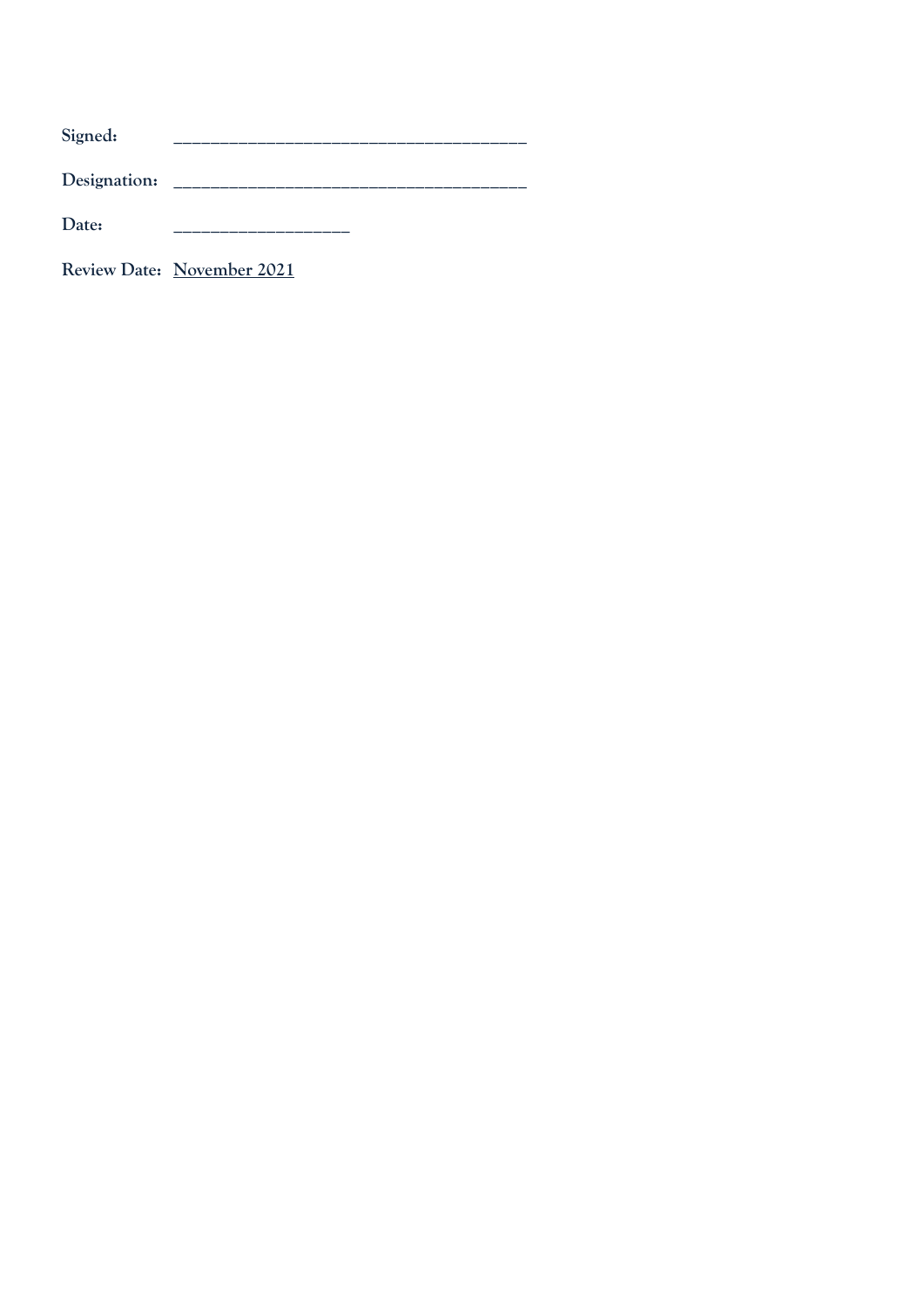**Signed:** ______________________________________

**Designation:** ______________________________________

**Date:** ___________________

**Review Date:** November 2021